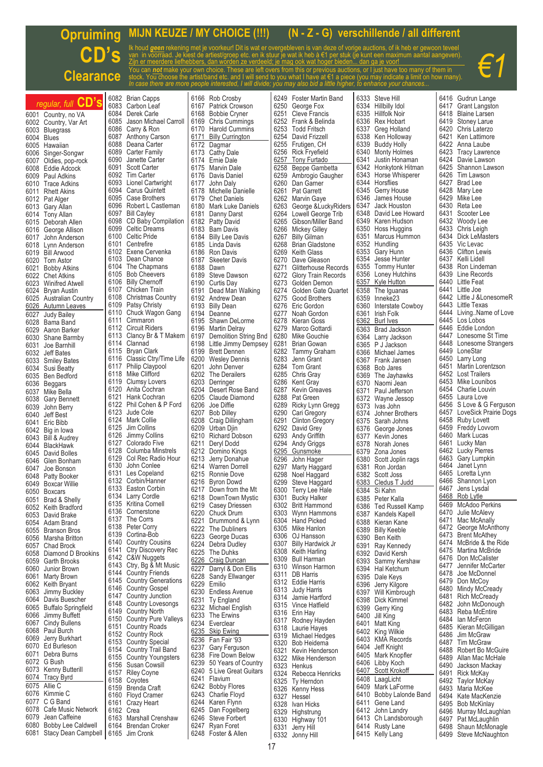# Opruiming CD's Clearance

## MIJN KEUZE / MY CHOICE (!!!) (N - Z - G) verschillende / all different

Ik houd ***geen*** rekening met je voorkeur! Dit is wat er overgebleven is van deze of vorige auctions, of ik heb er gewoon teveel van in voorraad. Je kiest de artiest/groep etc. en ik stuur je wat ik heb à €1 per stuk (je kunt een maximum aantal aangeven). Zijn er meerdere liefhebbers, dan worden ze verdeeld; je mag ook wat hoger bieden... dan ga je voor!

You can ***not*** make your own choice. These are left overs from this or previous auctions, or I just have too many of them in stock. You choose the artist/band etc. and I will send to you what I have at €1 a piece (you may indicate a limit on how many). *In case there are more people interested, I will divide; you may also bid a little higher, to enhance your chances...*

**€1**

*regular, full* **CD's**

6001 Country, no VA
6002 Country, Var Art
6003 Bluegrass
6004 Blues
6005 Hawaiian
6006 Singer-Songwr
6007 Oldies, pop-rock
6008 Eddie Adcock
6009 Paul Adkins
6010 Trace Adkins
6011 Rhett Akins
6012 Pat Alger
6013 Gary Allan
6014 Tony Allan
6015 Deborah Allen
6016 George Allison
6017 John Anderson
6018 Lynn Anderson
6019 Bill Arwood
6020 Tom Astor
6021 Bobby Atkins
6022 Chet Atkins
6023 Winifred Atwell
6024 Bryan Austin
6025 Australian Country
6026 Autumn Leaves
6027 Judy Bailey
6028 Bama Band
6029 Aaron Barker
6030 Shane Barmby
6031 Joe Barnhill
6032 Jeff Bates
6033 Smiley Bates
6034 Susi Beatty
6035 Ben Bedford
6036 Beggars
6037 Mike Bella
6038 Gary Bennett
6039 John Berry
6040 Jeff Best
6041 Eric Bibb
6042 Big in Iowa
6043 Bill & Audrey
6044 BlackHawk
6045 David Bolles
6046 Glen Bonham
6047 Joe Bonson
6048 Patty Booker
6049 Boxcar Willie
6050 Boxcars
6051 Brad & Shelly
6052 Keith Bradford
6053 David Brake
6054 Adam Brand
6055 Branson Bros
6056 Marsha Britton
6057 Chad Brock
6058 Diamond D Brookins
6059 Garth Brooks
6060 Junior Brown
6061 Marty Brown
6062 Keith Bryant
6063 Jimmy Buckley
6064 Davis Buescher
6065 Buffalo Springfield
6066 Jimmy Buffett
6067 Cindy Bullens
6068 Paul Burch
6069 Jerry Burkhart
6070 Ed Burleson
6071 Debra Burns
6072 G Bush
6073 Kenny Butterill
6074 Tracy Byrd
6075 Allie C
6076 Kimmie C
6077 C G Band
6078 Cafe Music Network
6079 Jean Caffeine
6080 Bobby Lee Caldwell
6081 Stacy Dean Campbell
6082 Brian Capps
6083 Carbon Leaf
6084 Derek Carle
6085 Jason Michael Carroll
6086 Carry & Ron
6087 Anthony Carson
6088 Deana Carter
6089 Carter Family
6090 Janette Carter
6091 Scott Carter
6092 Tim Carter
6093 Lionel Cartwright
6094 Carus Quintett
6095 Case Brothers
6096 Robert L Castleman
6097 Bill Cayley
6098 CD Baby Compilation
6099 Celtic Dreams
6100 Celtic Pride
6101 Centrefire
6102 Exene Cervenka
6103 Dean Chance
6104 The Chapmans
6105 Bob Cheevers
6106 Billy Chernoff
6107 Chicken Train
6108 Christmas Country
6109 Patsy Christy
6110 Chuck Wagon Gang
6111 Cimmaron
6112 Circuit Riders
6113 Clancy Br & T Makem
6114 Clannad
6115 Bryan Clark
6116 Classic Ctry/Time Life
6117 Philip Claypool
6118 Mike Clifford
6119 Clumsy Lovers
6120 Anita Cochran
6121 Hank Cochran
6122 Phil Cohen & P Ford
6123 Jude Cole
6124 Mark Collie
6125 Jim Collins
6126 Jimmy Collins
6127 Colorado Five
6128 Columba Minstrels
6129 Col Rec Radio Hour
6130 John Conlee
6131 Les Copeland
6132 Corbin/Hanner
6133 Eastern Corbin
6134 Larry Cordle
6135 Kritina Cornell
6136 Cornerstone
6137 The Corrs
6138 Peter Corry
6139 Cortina-Bob
6140 Country Cousins
6141 Ctry Discovery Rec
6142 C&W Nuggets
6143 Ctry, Bg & Mt Music
6144 Country Friends
6145 Country Generations
6146 Country Gospel
6147 Country Junction
6148 Country Lovesongs
6149 Country North
6150 Country Pure Valleys
6151 Country Roads
6152 Country Rock
6153 Country Special
6154 Country Trail Band
6155 Country Youngsters
6156 Susan Cowsill
6157 Riley Coyne
6158 Coyotes
6159 Brenda Craft
6160 Floyd Cramer
6161 Crazy Heart
6162 Crea
6163 Marshall Crenshaw
6164 Brendan Croker
6165 Jim Cronk
6166 Rob Crosby
6167 Patrick Crowson
6168 Bobbie Cryner
6169 Chris Cummings
6170 Harold Cummins
6171 Billy Currington
6172 Dagmar
6173 Cathy Dale
6174 Ernie Dale
6175 Marvin Dale
6176 Davis Daniel
6177 John Daly
6178 Michelle Danielle
6179 Chet Daniels
6180 Mark Luke Daniels
6181 Danny Darst
6182 Patty David
6183 Bam Davis
6184 Billy Lee Davis
6185 Linda Davis
6186 Ron Davis
6187 Skeeter Davis
6188 Dawn
6189 Steve Dawson
6190 Curtis Day
6191 Dead Man Walking
6192 Andrew Dean
6193 Billy Dean
6194 Deanne
6195 Shawn DeLorme
6196 Martin Delray
6197 Demolition String Bnd
6198 Little Jimmy Dempsey
6199 Brett Dennen
6200 Wesley Dennis
6201 John Denver
6202 The Derailers
6203 Derringer
6204 Desert Rose Band
6205 Claude Diamond
6206 Joe Diffie
6207 Bob Dilley
6208 Craig Dillingham
6209 Urban Djin
6210 Richard Dobson
6211 Deryl Dodd
6212 Domino Kings
6213 Jerry Donahue
6214 Warren Dorrell
6215 Ronnie Dove
6216 Byron Dowd
6217 Down from the Mt
6218 DownTown Mystic
6219 Casey Driessen
6220 Chuck Drum
6221 Drummond & Lynn
6222 The Dubliners
6223 George Ducas
6224 Debra Dudley
6225 The Duhks
6226 Craig Duncan
6227 Darryl & Don Ellis
6228 Sandy Ellwanger
6229 Emilio
6230 Endless Avenue
6231 Ty England
6232 Michael English
6233 The Erwins
6234 Everclear
6235 Skip Ewing
6236 Fan Fair '93
6237 Gary Ferguson
6238 Fire Down Below
6239 50 Years of Country
6240 5 Live Great Guitars
6241 Flavium
6242 Bobby Flores
6243 Charlie Floyd
6244 Karen Flynn
6245 Dan Fogelberg
6246 Steve Forbert
6247 Ryan Foret
6248 Foster & Allen
6249 Foster Martin Band
6250 George Fox
6251 Cleve Francis
6252 Frank & Belinda
6253 Todd Fritsch
6254 David Frizzell
6255 Frutigen, CH
6256 Rick Fryefield
6257 Tony Furtado
6258 Beppe Gambetta
6259 Ambrogio Gaugher
6260 Dan Garner
6261 Pat Garrett
6262 Marvin Gaye
6263 George &LuckyRiders
6264 Lowell George Trib
6265 Gibson/Miller Band
6266 Mickey Gilley
6267 Billy Gilman
6268 Brian Gladstone
6269 Keith Glass
6270 Dave Gleason
6271 Glitterhouse Records
6272 Glory Train Records
6273 Golden Demon
6274 Golden Gate Quartet
6275 Good Brothers
6276 Eric Gordon
6277 Noah Gordon
6278 Kieran Goss
6279 Marco Gottardi
6280 Mike Gouchie
6281 Brian Gowan
6282 Tammy Graham
6283 Jenn Grant
6284 Tom Grant
6285 Chris Gray
6286 Kent Gray
6287 Kevin Greaves
6288 Pat Green
6289 Ricky Lynn Gregg
6290 Cari Gregory
6291 Clinton Gregory
6292 David Grey
6293 Andy Griffith
6294 Andy Griggs
6295 Gunsmoke
6296 John Hager
6297 Marty Haggard
6298 Noel Haggard
6299 Steve Haggard
6300 Terry Lee Hale
6301 Bucky Halker
6302 Britt Hammond
6303 Wynn Hammons
6304 Hand Picked
6305 Mike Hanlon
6306 OJ Hansson
6307 Billy Hardwick Jr
6308 Keith Harling
6309 Bull Harman
6310 Winson Harmon
6311 DB Harris
6312 Eddie Harris
6313 Judy Harris
6314 Jamie Hartford
6315 Vince Hatfield
6316 Erin Hay
6317 Rodney Hayden
6318 Laurie Hayes
6319 Michael Hedges
6320 Bob Heidema
6321 Kevin Henderson
6322 Mike Henderson
6323 Henkus
6324 Rebecca Henricks
6325 Ty Herndon
6326 Kenny Hess
6327 Hessel
6328 Ivan Hicks
6329 Highstrung
6330 Highway 101
6331 Jerry Hill
6332 Jonny Hill
6333 Steve Hill
6334 Hillbilly Idol
6335 Hillfolk Noir
6336 Rex Hobart
6337 Greg Holland
6338 Ken Holloway
6339 Buddy Holly
6340 Monty Holmes
6341 Justin Honaman
6342 Honkytonk Hitman
6343 Horse Whisperer
6344 Horsflies
6345 Gerry House
6346 James House
6347 Jack Houston
6348 David Lee Howard
6349 Karen Hudson
6350 Hoss Huggins
6351 Marcus Hummon
6352 Hundling
6353 Gary Hunn
6354 Jesse Hunter
6355 Tommy Hunter
6356 Loney Hutchins
6357 Kyle Hutton
6358 The Iguanas
6359 Inneke23
6360 Interstate Cowboy
6361 Irish Folk
6362 Burl Ives
6363 Brad Jackson
6364 Larry Jackson
6365 P J Jackson
6366 Michael James
6367 Frank Jansen
6368 Bob Jares
6369 The Jayhawks
6370 Naomi Jean
6371 Paul Jefferson
6372 Wayne Jessop
6373 Ivas John
6374 Johner Brothers
6375 Sarah Johns
6376 George Jones
6377 Kevin Jones
6378 Norah Jones
6379 Zona Jones
6380 Scott Joplin rags
6381 Ron Jordan
6382 Scott Joss
6383 Cledus T Judd
6384 Si Kahn
6385 Peter Kalla
6386 Ted Russell Kamp
6387 Kandels Kapell
6388 Kieran Kane
6389 Billy Keeble
6390 Ben Keith
6391 Ray Kennedy
6392 David Kersh
6393 Sammy Kershaw
6394 Hal Ketchum
6395 Dale Keys
6396 Jerry Kilgore
6397 Will Kimbrough
6398 Dick Kimmel
6399 Gerry King
6400 Jill King
6401 Matt King
6402 King Wilkie
6403 KMA Records
6404 Jeff Knight
6405 Mark Knopfler
6406 Libby Koch
6407 Scott Krokoff
6408 LaagLicht
6409 Mark LaForme
6410 Bobby Lalonde Band
6411 Gene Land
6412 John Landry
6413 Ch Landsborough
6414 Rusty Lane
6415 Kelly Lang
6416 Gudrun Lange
6417 Grant Langston
6418 Blaine Larsen
6419 Stoney Larue
6420 Chris Laterzo
6421 Ken Lattimore
6422 Anna Laube
6423 Tracy Lawrence
6424 Davie Lawson
6425 Shannon Lawson
6426 Tim Lawson
6427 Brad Lee
6428 Mary Lee
6429 Mike Lee
6430 Reta Lee
6431 Scooter Lee
6432 Woody Lee
6433 Chris Leigh
6434 Dick LeMasters
6435 Vic Levac
6436 Clifton Lewis
6437 Kelli Lidell
6438 Ron Lindeman
6439 Line Records
6440 Little Feat
6441 Little Joe
6442 Little J &LonesomeR
6443 Little Texas
6444 Living..Name of Love
6445 Los Lobos
6446 Eddie London
6447 Lonesome St Time
6448 Lonesome Strangers
6449 LoneStar
6450 Larry Long
6451 Martin Lorentzson
6452 Lost Trailers
6453 Mike Lounibos
6454 Charlie Louvin
6455 Laura Love
6456 S Love & G Ferguson
6457 LoveSick Prairie Dogs
6458 Ruby Lovett
6459 Freddy Lovvorn
6460 Mark Lucas
6461 Lucky Man
6462 Lucky Pierres
6463 Gary Lumpkin
6464 Janet Lynn
6465 Loretta Lynn
6466 Shannon Lyon
6467 Jens Lysdal
6468 Rob Lytle
6469 McAdoo Perkins
6470 Julie McAlevy
6471 Mac McAnally
6472 George McAnthony
6473 Brent McAthey
6474 McBride & the Ride
6475 Martina McBride
6476 Don McCalister
6477 Jennifer McCarter
6478 Joe McDonnel
6479 Don McCoy
6480 Mindy McCready
6481 Rich McCready
6482 John McDonough
6483 Reba McEntire
6484 Ian McFeron
6485 Kieran McGilligan
6486 Jim McGraw
6487 Tim McGraw
6488 Robert Bo McGuire
6489 Allan Mac McHale
6490 Jackson Mackay
6491 Rick McKay
6492 Taylor McKay
6493 Maria McKee
6494 Kate MacKenzie
6495 Bob McKinlay
6496 Murray McLaughlan
6497 Pat McLaughlin
6498 Shaun McMonagle
6499 Steve McNaughton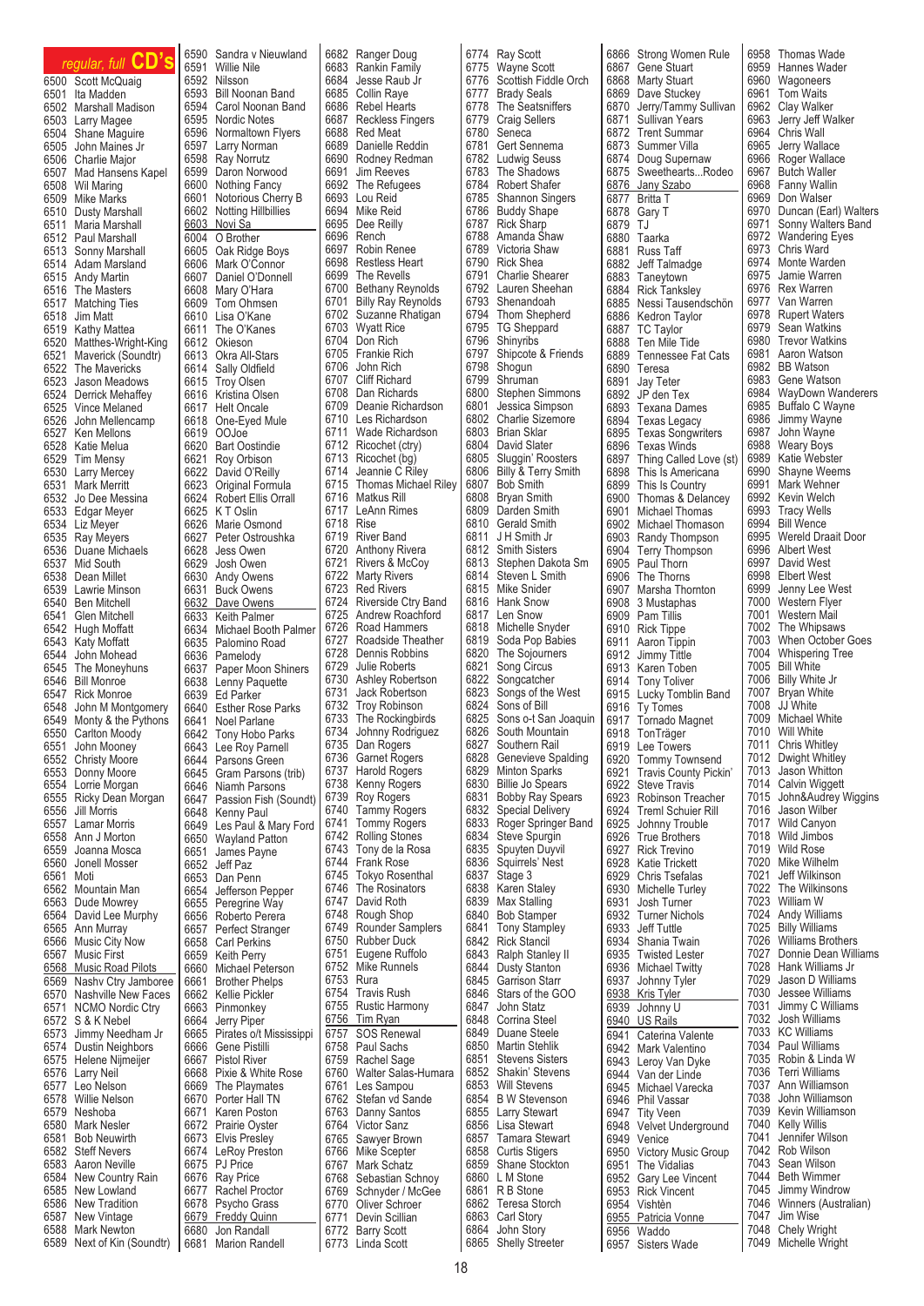## *regular, full* CD's

6500 Scott McQuaig
6501 Ita Madden
6502 Marshall Madison
6503 Larry Magee
6504 Shane Maguire
6505 John Maines Jr
6506 Charlie Major
6507 Mad Hansens Kapel
6508 Wil Maring
6509 Mike Marks
6510 Dusty Marshall
6511 Maria Marshall
6512 Paul Marshall
6513 Sonny Marshall
6514 Adam Marsland
6515 Andy Martin
6516 The Masters
6517 Matching Ties
6518 Jim Matt
6519 Kathy Mattea
6520 Matthes-Wright-King
6521 Maverick (Soundtr)
6522 The Mavericks
6523 Jason Meadows
6524 Derrick Mehaffey
6525 Vince Melaned
6526 John Mellencamp
6527 Ken Mellons
6528 Katie Melua
6529 Tim Mensy
6530 Larry Mercey
6531 Mark Merritt
6532 Jo Dee Messina
6533 Edgar Meyer
6534 Liz Meyer
6535 Ray Meyers
6536 Duane Michaels
6537 Mid South
6538 Dean Millet
6539 Lawrie Minson
6540 Ben Mitchell
6541 Glen Mitchell
6542 Hugh Moffatt
6543 Katy Moffatt
6544 John Mohead
6545 The Moneyhuns
6546 Bill Monroe
6547 Rick Monroe
6548 John M Montgomery
6549 Monty & the Pythons
6550 Carlton Moody
6551 John Mooney
6552 Christy Moore
6553 Donny Moore
6554 Lorrie Morgan
6555 Ricky Dean Morgan
6556 Jill Morris
6557 Lamar Morris
6558 Ann J Morton
6559 Joanna Mosca
6560 Jonell Mosser
6561 Moti
6562 Mountain Man
6563 Dude Mowrey
6564 David Lee Murphy
6565 Ann Murray
6566 Music City Now
6567 Music First
6568 Music Road Pilots
6569 Nashv Ctry Jamboree
6570 Nashville New Faces
6571 NCMO Nordic Ctry
6572 S & K Nebel
6573 Jimmy Needham Jr
6574 Dustin Neighbors
6575 Helene Nijmeijer
6576 Larry Neil
6577 Leo Nelson
6578 Willie Nelson
6579 Neshoba
6580 Mark Nesler
6581 Bob Neuwirth
6582 Steff Nevers
6583 Aaron Neville
6584 New Country Rain
6585 New Lowland
6586 New Tradition
6587 New Vintage
6588 Mark Newton
6589 Next of Kin (Soundtr)
6590 Sandra v Nieuwland
6591 Willie Nile
6592 Nilsson
6593 Bill Noonan Band
6594 Carol Noonan Band
6595 Nordic Notes
6596 Normaltown Flyers
6597 Larry Norman
6598 Ray Norrutz
6599 Daron Norwood
6600 Nothing Fancy
6601 Notorious Cherry B
6602 Notting Hillbillies
6603 Novi Sa
6004 O Brother
6605 Oak Ridge Boys
6606 Mark O'Connor
6607 Daniel O'Donnell
6608 Mary O'Hara
6609 Tom Ohmsen
6610 Lisa O'Kane
6611 The O'Kanes
6612 Okieson
6613 Okra All-Stars
6614 Sally Oldfield
6615 Troy Olsen
6616 Kristina Olsen
6617 Helt Oncale
6618 One-Eyed Mule
6619 OOJoe
6620 Bart Oostindie
6621 Roy Orbison
6622 David O'Reilly
6623 Original Formula
6624 Robert Ellis Orrall
6625 K T Oslin
6626 Marie Osmond
6627 Peter Ostroushka
6628 Jess Owen
6629 Josh Owen
6630 Andy Owens
6631 Buck Owens
6632 Dave Owens
6633 Keith Palmer
6634 Michael Booth Palmer
6635 Palomino Road
6636 Pamelody
6637 Paper Moon Shiners
6638 Lenny Paquette
6639 Ed Parker
6640 Esther Rose Parks
6641 Noel Parlane
6642 Tony Hobo Parks
6643 Lee Roy Parnell
6644 Parsons Green
6645 Gram Parsons (trib)
6646 Niamh Parsons
6647 Passion Fish (Soundt)
6648 Kenny Paul
6649 Les Paul & Mary Ford
6650 Wayland Patton
6651 James Payne
6652 Jeff Paz
6653 Dan Penn
6654 Jefferson Pepper
6655 Peregrine Way
6656 Roberto Perera
6657 Perfect Stranger
6658 Carl Perkins
6659 Keith Perry
6660 Michael Peterson
6661 Brother Phelps
6662 Kellie Pickler
6663 Pinmonkey
6664 Jerry Piper
6665 Pirates o/t Mississippi
6666 Gene Pistilli
6667 Pistol River
6668 Pixie & White Rose
6669 The Playmates
6670 Porter Hall TN
6671 Karen Poston
6672 Prairie Oyster
6673 Elvis Presley
6674 LeRoy Preston
6675 PJ Price
6676 Ray Price
6677 Rachel Proctor
6678 Psycho Grass
6679 Freddy Quinn
6680 Jon Randall
6681 Marion Randell
6682 Ranger Doug
6683 Rankin Family
6684 Jesse Raub Jr
6685 Collin Raye
6686 Rebel Hearts
6687 Reckless Fingers
6688 Red Meat
6689 Danielle Reddin
6690 Rodney Redman
6691 Jim Reeves
6692 The Refugees
6693 Lou Reid
6694 Mike Reid
6695 Dee Reilly
6696 Rench
6697 Robin Renee
6698 Restless Heart
6699 The Revells
6700 Bethany Reynolds
6701 Billy Ray Reynolds
6702 Suzanne Rhatigan
6703 Wyatt Rice
6704 Don Rich
6705 Frankie Rich
6706 John Rich
6707 Cliff Richard
6708 Dan Richards
6709 Deanie Richardson
6710 Les Richardson
6711 Wade Richardson
6712 Ricochet (ctry)
6713 Ricochet (bg)
6714 Jeannie C Riley
6715 Thomas Michael Riley
6716 Matkus Rill
6717 LeAnn Rimes
6718 Rise
6719 River Band
6720 Anthony Rivera
6721 Rivers & McCoy
6722 Marty Rivers
6723 Red Rivers
6724 Riverside Ctry Band
6725 Andrew Roachford
6726 Road Hammers
6727 Roadside Theather
6728 Dennis Robbins
6729 Julie Roberts
6730 Ashley Robertson
6731 Jack Robertson
6732 Troy Robinson
6733 The Rockingbirds
6734 Johnny Rodriguez
6735 Dan Rogers
6736 Garnet Rogers
6737 Harold Rogers
6738 Kenny Rogers
6739 Roy Rogers
6740 Tammy Rogers
6741 Tommy Rogers
6742 Rolling Stones
6743 Tony de la Rosa
6744 Frank Rose
6745 Tokyo Rosenthal
6746 The Rosinators
6747 David Roth
6748 Rough Shop
6749 Rounder Samplers
6750 Rubber Duck
6751 Eugene Ruffolo
6752 Mike Runnels
6753 Rura
6754 Travis Rush
6755 Rustic Harmony
6756 Tim Ryan
6757 SOS Renewal
6758 Paul Sachs
6759 Rachel Sage
6760 Walter Salas-Humara
6761 Les Sampou
6762 Stefan vd Sande
6763 Danny Santos
6764 Victor Sanz
6765 Sawyer Brown
6766 Mike Scepter
6767 Mark Schatz
6768 Sebastian Schnoy
6769 Schnyder / McGee
6770 Oliver Schroer
6771 Devin Scillian
6772 Barry Scott
6773 Linda Scott
6774 Ray Scott
6775 Wayne Scott
6776 Scottish Fiddle Orch
6777 Brady Seals
6778 The Seatsniffers
6779 Craig Sellers
6780 Seneca
6781 Gert Sennema
6782 Ludwig Seuss
6783 The Shadows
6784 Robert Shafer
6785 Shannon Singers
6786 Buddy Shape
6787 Rick Sharp
6788 Amanda Shaw
6789 Victoria Shaw
6790 Rick Shea
6791 Charlie Shearer
6792 Lauren Sheehan
6793 Shenandoah
6794 Thom Shepherd
6795 TG Sheppard
6796 Shinyribs
6797 Shipcote & Friends
6798 Shogun
6799 Shruman
6800 Stephen Simmons
6801 Jessica Simpson
6802 Charlie Sizemore
6803 Brian Sklar
6804 David Slater
6805 Sluggin' Roosters
6806 Billy & Terry Smith
6807 Bob Smith
6808 Bryan Smith
6809 Darden Smith
6810 Gerald Smith
6811 J H Smith Jr
6812 Smith Sisters
6813 Stephen Dakota Sm
6814 Steven L Smith
6815 Mike Snider
6816 Hank Snow
6817 Len Snow
6818 Michelle Snyder
6819 Soda Pop Babies
6820 The Sojourners
6821 Song Circus
6822 Songcatcher
6823 Songs of the West
6824 Sons of Bill
6825 Sons o-t San Joaquin
6826 South Mountain
6827 Southern Rail
6828 Genevieve Spalding
6829 Minton Sparks
6830 Billie Jo Spears
6831 Bobby Ray Spears
6832 Special Delivery
6833 Roger Springer Band
6834 Steve Spurgin
6835 Spuyten Duyvil
6836 Squirrels' Nest
6837 Stage 3
6838 Karen Staley
6839 Max Stalling
6840 Bob Stamper
6841 Tony Stampley
6842 Rick Stancil
6843 Ralph Stanley II
6844 Dusty Stanton
6845 Garrison Starr
6846 Stars of the GOO
6847 John Statz
6848 Corrina Steel
6849 Duane Steele
6850 Martin Stehlik
6851 Stevens Sisters
6852 Shakin' Stevens
6853 Will Stevens
6854 B W Stevenson
6855 Larry Stewart
6856 Lisa Stewart
6857 Tamara Stewart
6858 Curtis Stigers
6859 Shane Stockton
6860 L M Stone
6861 R B Stone
6862 Teresa Storch
6863 Carl Story
6864 John Story
6865 Shelly Streeter
6866 Strong Women Rule
6867 Gene Stuart
6868 Marty Stuart
6869 Dave Stuckey
6870 Jerry/Tammy Sullivan
6871 Sullivan Years
6872 Trent Summar
6873 Summer Villa
6874 Doug Supernaw
6875 Sweethearts...Rodeo
6876 Jany Szabo
6877 Britta T
6878 Gary T
6879 TJ
6880 Taarka
6881 Russ Taff
6882 Jeff Talmadge
6883 Taneytown
6884 Rick Tanksley
6885 Nessi Tausendschön
6886 Kedron Taylor
6887 TC Taylor
6888 Ten Mile Tide
6889 Tennessee Fat Cats
6890 Teresa
6891 Jay Teter
6892 JP den Tex
6893 Texana Dames
6894 Texas Legacy
6895 Texas Songwriters
6896 Texas Winds
6897 Thing Called Love (st)
6898 This Is Americana
6899 This Is Country
6900 Thomas & Delancey
6901 Michael Thomas
6902 Michael Thomason
6903 Randy Thompson
6904 Terry Thompson
6905 Paul Thorn
6906 The Thorns
6907 Marsha Thornton
6908 3 Mustaphas
6909 Pam Tillis
6910 Rick Tippe
6911 Aaron Tippin
6912 Jimmy Tittle
6913 Karen Toben
6914 Tony Toliver
6915 Lucky Tomblin Band
6916 Ty Tomes
6917 Tornado Magnet
6918 TonTräger
6919 Lee Towers
6920 Tommy Townsend
6921 Travis County Pickin'
6922 Steve Travis
6923 Robinson Treacher
6924 Treml Schuier Rill
6925 Johnny Trouble
6926 True Brothers
6927 Rick Trevino
6928 Katie Trickett
6929 Chris Tsefalas
6930 Michelle Turley
6931 Josh Turner
6932 Turner Nichols
6933 Jeff Tuttle
6934 Shania Twain
6935 Twisted Lester
6936 Michael Twitty
6937 Johnny Tyler
6938 Kris Tyler
6939 Johnny U
6940 US Rails
6941 Caterina Valente
6942 Mark Valentino
6943 Leroy Van Dyke
6944 Van der Linde
6945 Michael Varecka
6946 Phil Vassar
6947 Tity Veen
6948 Velvet Underground
6949 Venice
6950 Victory Music Group
6951 The Vidalias
6952 Gary Lee Vincent
6953 Rick Vincent
6954 Vishtèn
6955 Patricia Vonne
6956 Waddo
6957 Sisters Wade
6958 Thomas Wade
6959 Hannes Wader
6960 Wagoneers
6961 Tom Waits
6962 Clay Walker
6963 Jerry Jeff Walker
6964 Chris Wall
6965 Jerry Wallace
6966 Roger Wallace
6967 Butch Waller
6968 Fanny Wallin
6969 Don Walser
6970 Duncan (Earl) Walters
6971 Sonny Walters Band
6972 Wandering Eyes
6973 Chris Ward
6974 Monte Warden
6975 Jamie Warren
6976 Rex Warren
6977 Van Warren
6978 Rupert Waters
6979 Sean Watkins
6980 Trevor Watkins
6981 Aaron Watson
6982 BB Watson
6983 Gene Watson
6984 WayDown Wanderers
6985 Buffalo C Wayne
6986 Jimmy Wayne
6987 John Wayne
6988 Weary Boys
6989 Katie Webster
6990 Shayne Weems
6991 Mark Wehner
6992 Kevin Welch
6993 Tracy Wells
6994 Bill Wence
6995 Wereld Draait Door
6996 Albert West
6997 David West
6998 Elbert West
6999 Jenny Lee West
7000 Western Flyer
7001 Western Mail
7002 The Whipsaws
7003 When October Goes
7004 Whispering Tree
7005 Bill White
7006 Billy White Jr
7007 Bryan White
7008 JJ White
7009 Michael White
7010 Will White
7011 Chris Whitley
7012 Dwight Whitley
7013 Jason Whitton
7014 Calvin Wiggett
7015 John&Audrey Wiggins
7016 Jason Wilber
7017 Wild Canyon
7018 Wild Jimbos
7019 Wild Rose
7020 Mike Wilhelm
7021 Jeff Wilkinson
7022 The Wilkinsons
7023 William W
7024 Andy Williams
7025 Billy Williams
7026 Williams Brothers
7027 Donnie Dean Williams
7028 Hank Williams Jr
7029 Jason D Williams
7030 Jessee Williams
7031 Jimmy C Williams
7032 Josh Williams
7033 KC Williams
7034 Paul Williams
7035 Robin & Linda W
7036 Terri Williams
7037 Ann Williamson
7038 John Williamson
7039 Kevin Williamson
7040 Kelly Willis
7041 Jennifer Wilson
7042 Rob Wilson
7043 Sean Wilson
7044 Beth Wimmer
7045 Jimmy Windrow
7046 Winners (Australian)
7047 Jim Wise
7048 Chely Wright
7049 Michelle Wright